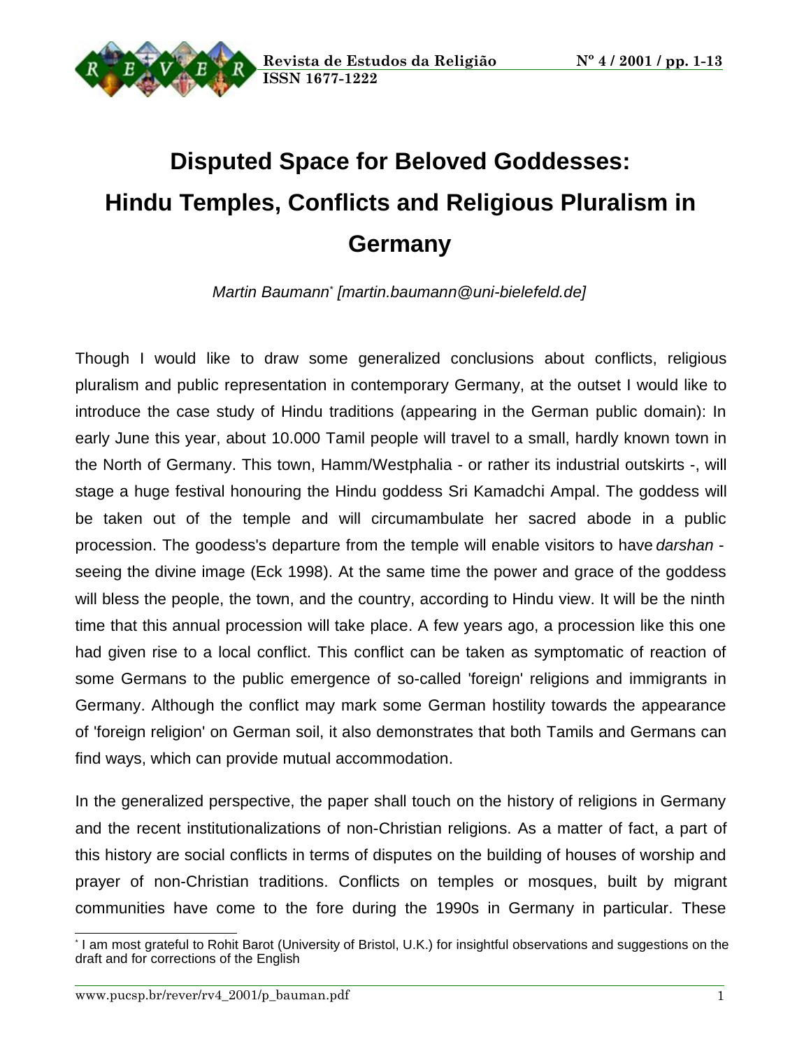# Disputed Space for Beloved Goddesses: Hindu Temples, Conflicts and Religious Pluralism in Germany

*Martin Baumann*[*] *[martin.baumann@uni-bielefeld.de]*

Though I would like to draw some generalized conclusions about conflicts, religious pluralism and public representation in contemporary Germany, at the outset I would like to introduce the case study of Hindu traditions (appearing in the German public domain): In early June this year, about 10.000 Tamil people will travel to a small, hardly known town in the North of Germany. This town, Hamm/Westphalia - or rather its industrial outskirts -, will stage a huge festival honouring the Hindu goddess Sri Kamadchi Ampal. The goddess will be taken out of the temple and will circumambulate her sacred abode in a public procession. The goodess's departure from the temple will enable visitors to have *darshan* - seeing the divine image (Eck 1998). At the same time the power and grace of the goddess will bless the people, the town, and the country, according to Hindu view. It will be the ninth time that this annual procession will take place. A few years ago, a procession like this one had given rise to a local conflict. This conflict can be taken as symptomatic of reaction of some Germans to the public emergence of so-called 'foreign' religions and immigrants in Germany. Although the conflict may mark some German hostility towards the appearance of 'foreign religion' on German soil, it also demonstrates that both Tamils and Germans can find ways, which can provide mutual accommodation.

In the generalized perspective, the paper shall touch on the history of religions in Germany and the recent institutionalizations of non-Christian religions. As a matter of fact, a part of this history are social conflicts in terms of disputes on the building of houses of worship and prayer of non-Christian traditions. Conflicts on temples or mosques, built by migrant communities have come to the fore during the 1990s in Germany in particular. These

[*] I am most grateful to Rohit Barot (University of Bristol, U.K.) for insightful observations and suggestions on the draft and for corrections of the English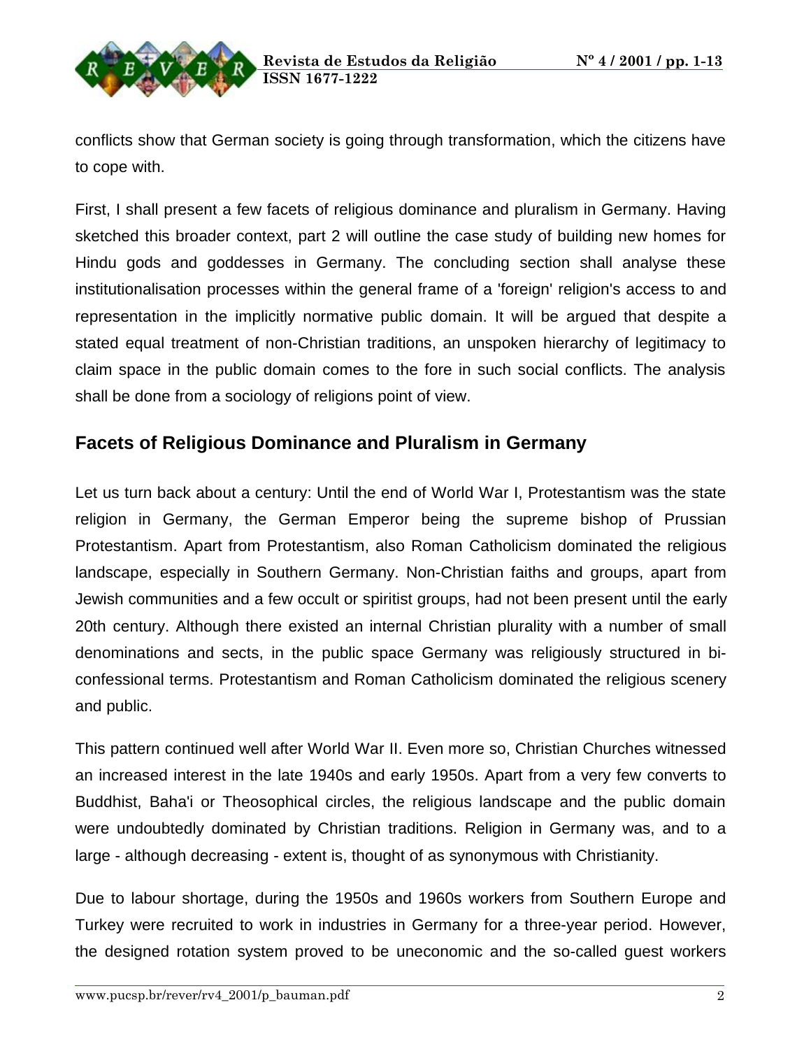conflicts show that German society is going through transformation, which the citizens have to cope with.

First, I shall present a few facets of religious dominance and pluralism in Germany. Having sketched this broader context, part 2 will outline the case study of building new homes for Hindu gods and goddesses in Germany. The concluding section shall analyse these institutionalisation processes within the general frame of a 'foreign' religion's access to and representation in the implicitly normative public domain. It will be argued that despite a stated equal treatment of non-Christian traditions, an unspoken hierarchy of legitimacy to claim space in the public domain comes to the fore in such social conflicts. The analysis shall be done from a sociology of religions point of view.

## Facets of Religious Dominance and Pluralism in Germany

Let us turn back about a century: Until the end of World War I, Protestantism was the state religion in Germany, the German Emperor being the supreme bishop of Prussian Protestantism. Apart from Protestantism, also Roman Catholicism dominated the religious landscape, especially in Southern Germany. Non-Christian faiths and groups, apart from Jewish communities and a few occult or spiritist groups, had not been present until the early 20th century. Although there existed an internal Christian plurality with a number of small denominations and sects, in the public space Germany was religiously structured in bi-confessional terms. Protestantism and Roman Catholicism dominated the religious scenery and public.

This pattern continued well after World War II. Even more so, Christian Churches witnessed an increased interest in the late 1940s and early 1950s. Apart from a very few converts to Buddhist, Baha'i or Theosophical circles, the religious landscape and the public domain were undoubtedly dominated by Christian traditions. Religion in Germany was, and to a large - although decreasing - extent is, thought of as synonymous with Christianity.

Due to labour shortage, during the 1950s and 1960s workers from Southern Europe and Turkey were recruited to work in industries in Germany for a three-year period. However, the designed rotation system proved to be uneconomic and the so-called guest workers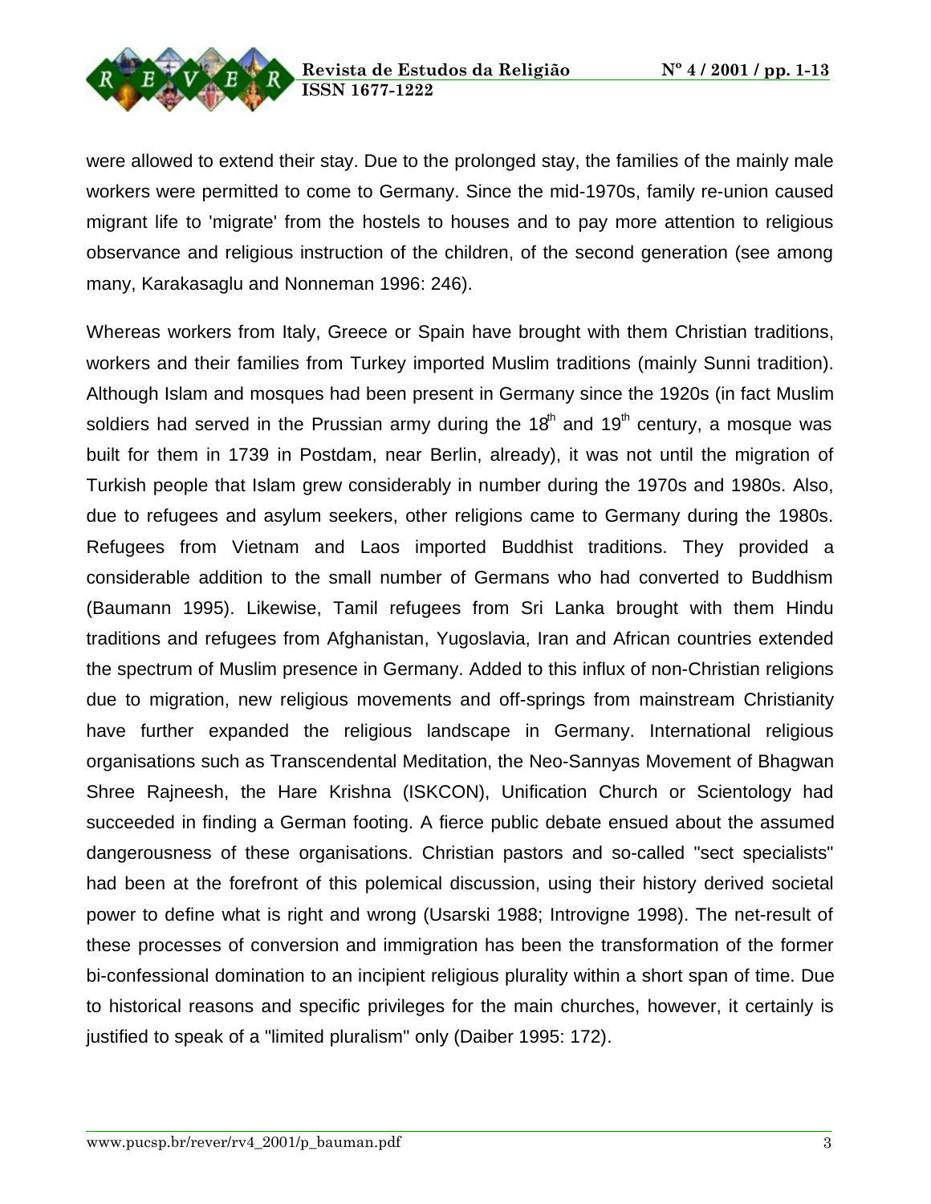were allowed to extend their stay. Due to the prolonged stay, the families of the mainly male workers were permitted to come to Germany. Since the mid-1970s, family re-union caused migrant life to 'migrate' from the hostels to houses and to pay more attention to religious observance and religious instruction of the children, of the second generation (see among many, Karakasaglu and Nonneman 1996: 246).

Whereas workers from Italy, Greece or Spain have brought with them Christian traditions, workers and their families from Turkey imported Muslim traditions (mainly Sunni tradition). Although Islam and mosques had been present in Germany since the 1920s (in fact Muslim soldiers had served in the Prussian army during the 18th and 19th century, a mosque was built for them in 1739 in Postdam, near Berlin, already), it was not until the migration of Turkish people that Islam grew considerably in number during the 1970s and 1980s. Also, due to refugees and asylum seekers, other religions came to Germany during the 1980s. Refugees from Vietnam and Laos imported Buddhist traditions. They provided a considerable addition to the small number of Germans who had converted to Buddhism (Baumann 1995). Likewise, Tamil refugees from Sri Lanka brought with them Hindu traditions and refugees from Afghanistan, Yugoslavia, Iran and African countries extended the spectrum of Muslim presence in Germany. Added to this influx of non-Christian religions due to migration, new religious movements and off-springs from mainstream Christianity have further expanded the religious landscape in Germany. International religious organisations such as Transcendental Meditation, the Neo-Sannyas Movement of Bhagwan Shree Rajneesh, the Hare Krishna (ISKCON), Unification Church or Scientology had succeeded in finding a German footing. A fierce public debate ensued about the assumed dangerousness of these organisations. Christian pastors and so-called "sect specialists" had been at the forefront of this polemical discussion, using their history derived societal power to define what is right and wrong (Usarski 1988; Introvigne 1998). The net-result of these processes of conversion and immigration has been the transformation of the former bi-confessional domination to an incipient religious plurality within a short span of time. Due to historical reasons and specific privileges for the main churches, however, it certainly is justified to speak of a "limited pluralism" only (Daiber 1995: 172).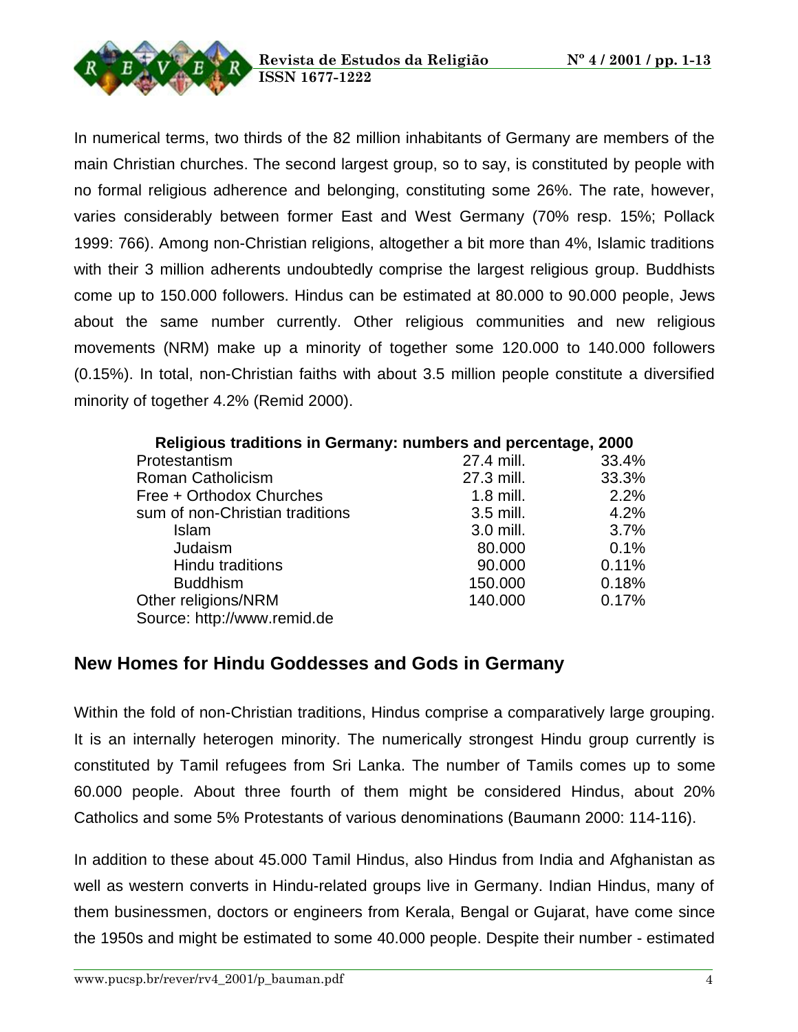In numerical terms, two thirds of the 82 million inhabitants of Germany are members of the main Christian churches. The second largest group, so to say, is constituted by people with no formal religious adherence and belonging, constituting some 26%. The rate, however, varies considerably between former East and West Germany (70% resp. 15%; Pollack 1999: 766). Among non-Christian religions, altogether a bit more than 4%, Islamic traditions with their 3 million adherents undoubtedly comprise the largest religious group. Buddhists come up to 150.000 followers. Hindus can be estimated at 80.000 to 90.000 people, Jews about the same number currently. Other religious communities and new religious movements (NRM) make up a minority of together some 120.000 to 140.000 followers (0.15%). In total, non-Christian faiths with about 3.5 million people constitute a diversified minority of together 4.2% (Remid 2000).

**Religious traditions in Germany: numbers and percentage, 2000**

| | | |
|---|---|---|
| Protestantism | 27.4 mill. | 33.4% |
| Roman Catholicism | 27.3 mill. | 33.3% |
| Free + Orthodox Churches | 1.8 mill. | 2.2% |
| sum of non-Christian traditions | 3.5 mill. | 4.2% |
| Islam | 3.0 mill. | 3.7% |
| Judaism | 80.000 | 0.1% |
| Hindu traditions | 90.000 | 0.11% |
| Buddhism | 150.000 | 0.18% |
| Other religions/NRM | 140.000 | 0.17% |

Source: http://www.remid.de

## New Homes for Hindu Goddesses and Gods in Germany

Within the fold of non-Christian traditions, Hindus comprise a comparatively large grouping. It is an internally heterogen minority. The numerically strongest Hindu group currently is constituted by Tamil refugees from Sri Lanka. The number of Tamils comes up to some 60.000 people. About three fourth of them might be considered Hindus, about 20% Catholics and some 5% Protestants of various denominations (Baumann 2000: 114-116).

In addition to these about 45.000 Tamil Hindus, also Hindus from India and Afghanistan as well as western converts in Hindu-related groups live in Germany. Indian Hindus, many of them businessmen, doctors or engineers from Kerala, Bengal or Gujarat, have come since the 1950s and might be estimated to some 40.000 people. Despite their number - estimated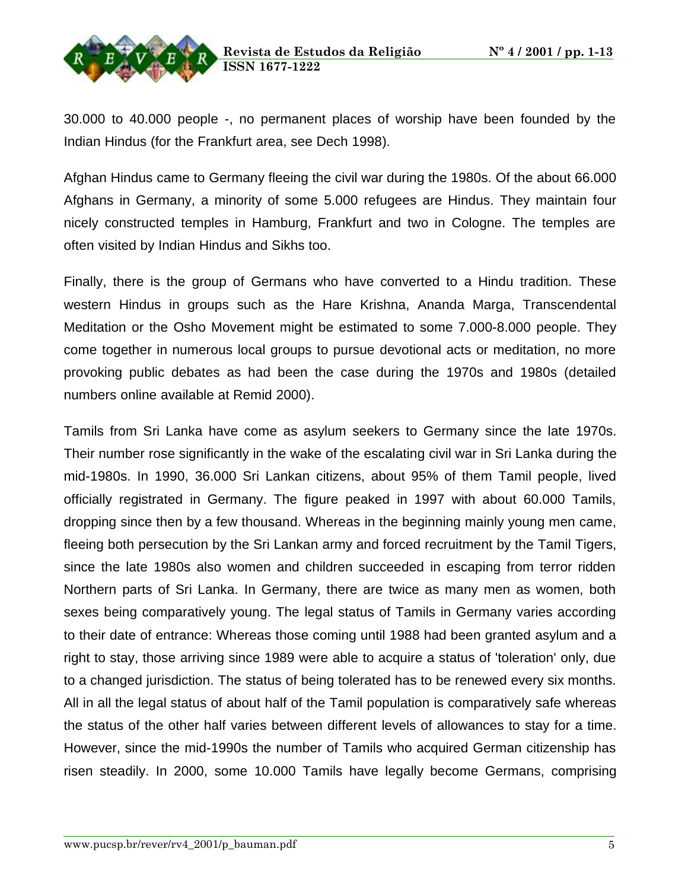30.000 to 40.000 people -, no permanent places of worship have been founded by the Indian Hindus (for the Frankfurt area, see Dech 1998).

Afghan Hindus came to Germany fleeing the civil war during the 1980s. Of the about 66.000 Afghans in Germany, a minority of some 5.000 refugees are Hindus. They maintain four nicely constructed temples in Hamburg, Frankfurt and two in Cologne. The temples are often visited by Indian Hindus and Sikhs too.

Finally, there is the group of Germans who have converted to a Hindu tradition. These western Hindus in groups such as the Hare Krishna, Ananda Marga, Transcendental Meditation or the Osho Movement might be estimated to some 7.000-8.000 people. They come together in numerous local groups to pursue devotional acts or meditation, no more provoking public debates as had been the case during the 1970s and 1980s (detailed numbers online available at Remid 2000).

Tamils from Sri Lanka have come as asylum seekers to Germany since the late 1970s. Their number rose significantly in the wake of the escalating civil war in Sri Lanka during the mid-1980s. In 1990, 36.000 Sri Lankan citizens, about 95% of them Tamil people, lived officially registrated in Germany. The figure peaked in 1997 with about 60.000 Tamils, dropping since then by a few thousand. Whereas in the beginning mainly young men came, fleeing both persecution by the Sri Lankan army and forced recruitment by the Tamil Tigers, since the late 1980s also women and children succeeded in escaping from terror ridden Northern parts of Sri Lanka. In Germany, there are twice as many men as women, both sexes being comparatively young. The legal status of Tamils in Germany varies according to their date of entrance: Whereas those coming until 1988 had been granted asylum and a right to stay, those arriving since 1989 were able to acquire a status of 'toleration' only, due to a changed jurisdiction. The status of being tolerated has to be renewed every six months. All in all the legal status of about half of the Tamil population is comparatively safe whereas the status of the other half varies between different levels of allowances to stay for a time. However, since the mid-1990s the number of Tamils who acquired German citizenship has risen steadily. In 2000, some 10.000 Tamils have legally become Germans, comprising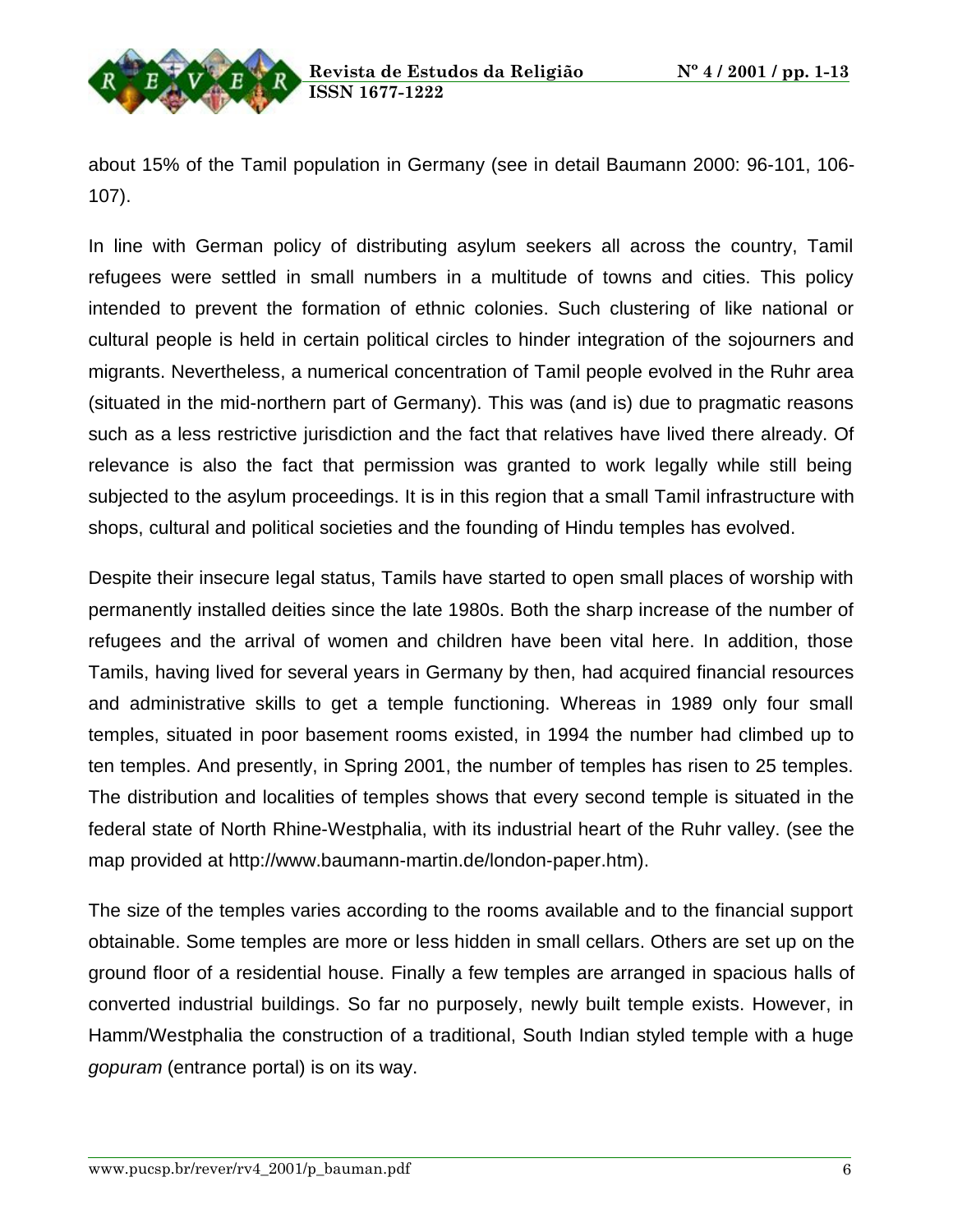about 15% of the Tamil population in Germany (see in detail Baumann 2000: 96-101, 106-107).

In line with German policy of distributing asylum seekers all across the country, Tamil refugees were settled in small numbers in a multitude of towns and cities. This policy intended to prevent the formation of ethnic colonies. Such clustering of like national or cultural people is held in certain political circles to hinder integration of the sojourners and migrants. Nevertheless, a numerical concentration of Tamil people evolved in the Ruhr area (situated in the mid-northern part of Germany). This was (and is) due to pragmatic reasons such as a less restrictive jurisdiction and the fact that relatives have lived there already. Of relevance is also the fact that permission was granted to work legally while still being subjected to the asylum proceedings. It is in this region that a small Tamil infrastructure with shops, cultural and political societies and the founding of Hindu temples has evolved.

Despite their insecure legal status, Tamils have started to open small places of worship with permanently installed deities since the late 1980s. Both the sharp increase of the number of refugees and the arrival of women and children have been vital here. In addition, those Tamils, having lived for several years in Germany by then, had acquired financial resources and administrative skills to get a temple functioning. Whereas in 1989 only four small temples, situated in poor basement rooms existed, in 1994 the number had climbed up to ten temples. And presently, in Spring 2001, the number of temples has risen to 25 temples. The distribution and localities of temples shows that every second temple is situated in the federal state of North Rhine-Westphalia, with its industrial heart of the Ruhr valley. (see the map provided at http://www.baumann-martin.de/london-paper.htm).

The size of the temples varies according to the rooms available and to the financial support obtainable. Some temples are more or less hidden in small cellars. Others are set up on the ground floor of a residential house. Finally a few temples are arranged in spacious halls of converted industrial buildings. So far no purposely, newly built temple exists. However, in Hamm/Westphalia the construction of a traditional, South Indian styled temple with a huge *gopuram* (entrance portal) is on its way.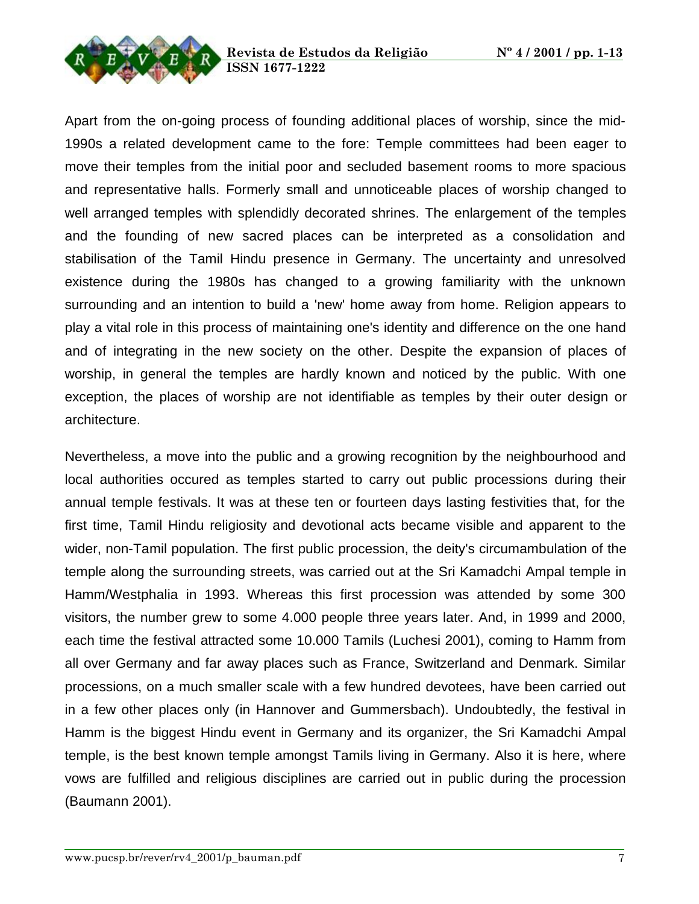Apart from the on-going process of founding additional places of worship, since the mid-1990s a related development came to the fore: Temple committees had been eager to move their temples from the initial poor and secluded basement rooms to more spacious and representative halls. Formerly small and unnoticeable places of worship changed to well arranged temples with splendidly decorated shrines. The enlargement of the temples and the founding of new sacred places can be interpreted as a consolidation and stabilisation of the Tamil Hindu presence in Germany. The uncertainty and unresolved existence during the 1980s has changed to a growing familiarity with the unknown surrounding and an intention to build a 'new' home away from home. Religion appears to play a vital role in this process of maintaining one's identity and difference on the one hand and of integrating in the new society on the other. Despite the expansion of places of worship, in general the temples are hardly known and noticed by the public. With one exception, the places of worship are not identifiable as temples by their outer design or architecture.

Nevertheless, a move into the public and a growing recognition by the neighbourhood and local authorities occured as temples started to carry out public processions during their annual temple festivals. It was at these ten or fourteen days lasting festivities that, for the first time, Tamil Hindu religiosity and devotional acts became visible and apparent to the wider, non-Tamil population. The first public procession, the deity's circumambulation of the temple along the surrounding streets, was carried out at the Sri Kamadchi Ampal temple in Hamm/Westphalia in 1993. Whereas this first procession was attended by some 300 visitors, the number grew to some 4.000 people three years later. And, in 1999 and 2000, each time the festival attracted some 10.000 Tamils (Luchesi 2001), coming to Hamm from all over Germany and far away places such as France, Switzerland and Denmark. Similar processions, on a much smaller scale with a few hundred devotees, have been carried out in a few other places only (in Hannover and Gummersbach). Undoubtedly, the festival in Hamm is the biggest Hindu event in Germany and its organizer, the Sri Kamadchi Ampal temple, is the best known temple amongst Tamils living in Germany. Also it is here, where vows are fulfilled and religious disciplines are carried out in public during the procession (Baumann 2001).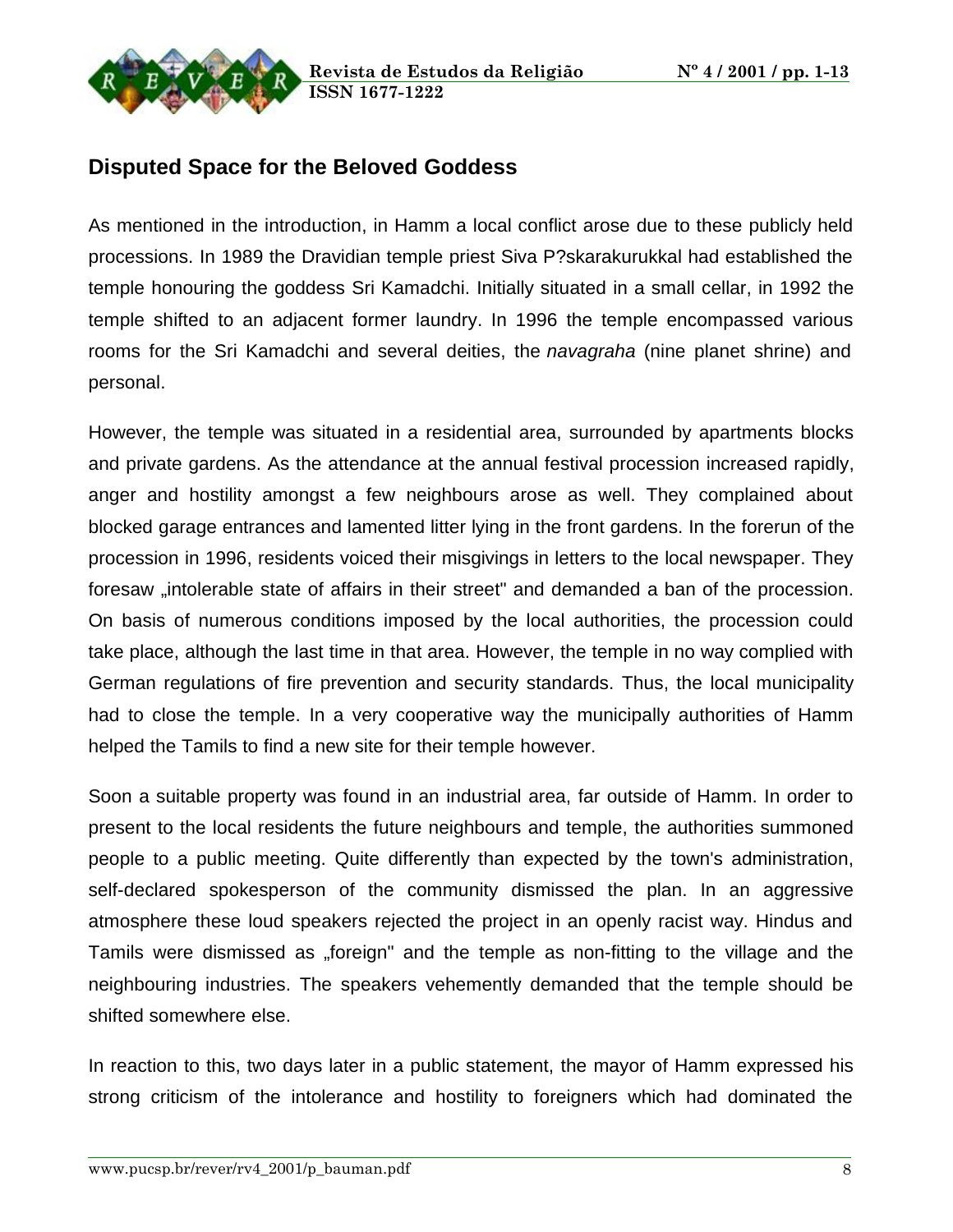## Disputed Space for the Beloved Goddess

As mentioned in the introduction, in Hamm a local conflict arose due to these publicly held processions. In 1989 the Dravidian temple priest Siva P?skarakurukkal had established the temple honouring the goddess Sri Kamadchi. Initially situated in a small cellar, in 1992 the temple shifted to an adjacent former laundry. In 1996 the temple encompassed various rooms for the Sri Kamadchi and several deities, the *navagraha* (nine planet shrine) and personal.

However, the temple was situated in a residential area, surrounded by apartments blocks and private gardens. As the attendance at the annual festival procession increased rapidly, anger and hostility amongst a few neighbours arose as well. They complained about blocked garage entrances and lamented litter lying in the front gardens. In the forerun of the procession in 1996, residents voiced their misgivings in letters to the local newspaper. They foresaw „intolerable state of affairs in their street" and demanded a ban of the procession. On basis of numerous conditions imposed by the local authorities, the procession could take place, although the last time in that area. However, the temple in no way complied with German regulations of fire prevention and security standards. Thus, the local municipality had to close the temple. In a very cooperative way the municipally authorities of Hamm helped the Tamils to find a new site for their temple however.

Soon a suitable property was found in an industrial area, far outside of Hamm. In order to present to the local residents the future neighbours and temple, the authorities summoned people to a public meeting. Quite differently than expected by the town's administration, self-declared spokesperson of the community dismissed the plan. In an aggressive atmosphere these loud speakers rejected the project in an openly racist way. Hindus and Tamils were dismissed as „foreign" and the temple as non-fitting to the village and the neighbouring industries. The speakers vehemently demanded that the temple should be shifted somewhere else.

In reaction to this, two days later in a public statement, the mayor of Hamm expressed his strong criticism of the intolerance and hostility to foreigners which had dominated the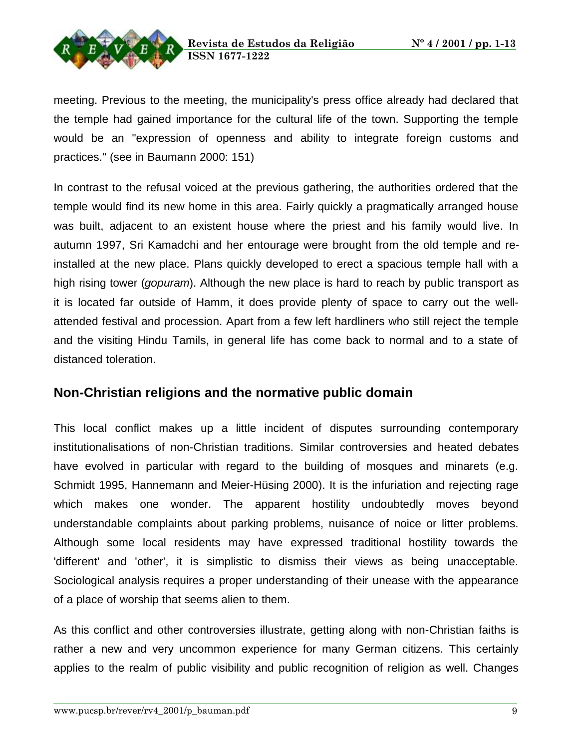meeting. Previous to the meeting, the municipality's press office already had declared that the temple had gained importance for the cultural life of the town. Supporting the temple would be an "expression of openness and ability to integrate foreign customs and practices." (see in Baumann 2000: 151)

In contrast to the refusal voiced at the previous gathering, the authorities ordered that the temple would find its new home in this area. Fairly quickly a pragmatically arranged house was built, adjacent to an existent house where the priest and his family would live. In autumn 1997, Sri Kamadchi and her entourage were brought from the old temple and re-installed at the new place. Plans quickly developed to erect a spacious temple hall with a high rising tower (*gopuram*). Although the new place is hard to reach by public transport as it is located far outside of Hamm, it does provide plenty of space to carry out the well-attended festival and procession. Apart from a few left hardliners who still reject the temple and the visiting Hindu Tamils, in general life has come back to normal and to a state of distanced toleration.

## Non-Christian religions and the normative public domain

This local conflict makes up a little incident of disputes surrounding contemporary institutionalisations of non-Christian traditions. Similar controversies and heated debates have evolved in particular with regard to the building of mosques and minarets (e.g. Schmidt 1995, Hannemann and Meier-Hüsing 2000). It is the infuriation and rejecting rage which makes one wonder. The apparent hostility undoubtedly moves beyond understandable complaints about parking problems, nuisance of noice or litter problems. Although some local residents may have expressed traditional hostility towards the 'different' and 'other', it is simplistic to dismiss their views as being unacceptable. Sociological analysis requires a proper understanding of their unease with the appearance of a place of worship that seems alien to them.

As this conflict and other controversies illustrate, getting along with non-Christian faiths is rather a new and very uncommon experience for many German citizens. This certainly applies to the realm of public visibility and public recognition of religion as well. Changes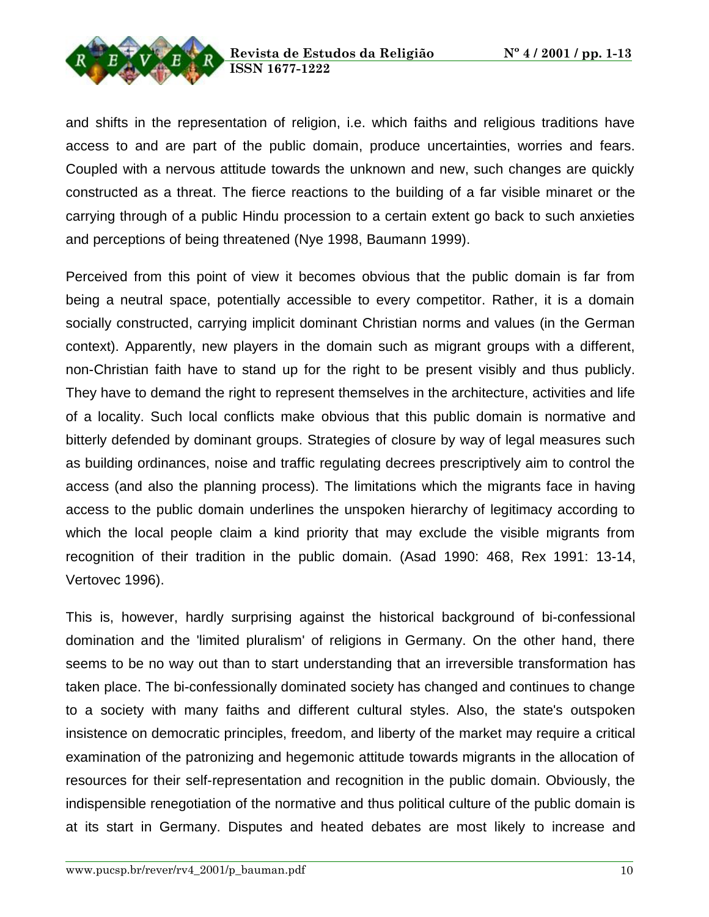and shifts in the representation of religion, i.e. which faiths and religious traditions have access to and are part of the public domain, produce uncertainties, worries and fears. Coupled with a nervous attitude towards the unknown and new, such changes are quickly constructed as a threat. The fierce reactions to the building of a far visible minaret or the carrying through of a public Hindu procession to a certain extent go back to such anxieties and perceptions of being threatened (Nye 1998, Baumann 1999).

Perceived from this point of view it becomes obvious that the public domain is far from being a neutral space, potentially accessible to every competitor. Rather, it is a domain socially constructed, carrying implicit dominant Christian norms and values (in the German context). Apparently, new players in the domain such as migrant groups with a different, non-Christian faith have to stand up for the right to be present visibly and thus publicly. They have to demand the right to represent themselves in the architecture, activities and life of a locality. Such local conflicts make obvious that this public domain is normative and bitterly defended by dominant groups. Strategies of closure by way of legal measures such as building ordinances, noise and traffic regulating decrees prescriptively aim to control the access (and also the planning process). The limitations which the migrants face in having access to the public domain underlines the unspoken hierarchy of legitimacy according to which the local people claim a kind priority that may exclude the visible migrants from recognition of their tradition in the public domain. (Asad 1990: 468, Rex 1991: 13-14, Vertovec 1996).

This is, however, hardly surprising against the historical background of bi-confessional domination and the 'limited pluralism' of religions in Germany. On the other hand, there seems to be no way out than to start understanding that an irreversible transformation has taken place. The bi-confessionally dominated society has changed and continues to change to a society with many faiths and different cultural styles. Also, the state's outspoken insistence on democratic principles, freedom, and liberty of the market may require a critical examination of the patronizing and hegemonic attitude towards migrants in the allocation of resources for their self-representation and recognition in the public domain. Obviously, the indispensible renegotiation of the normative and thus political culture of the public domain is at its start in Germany. Disputes and heated debates are most likely to increase and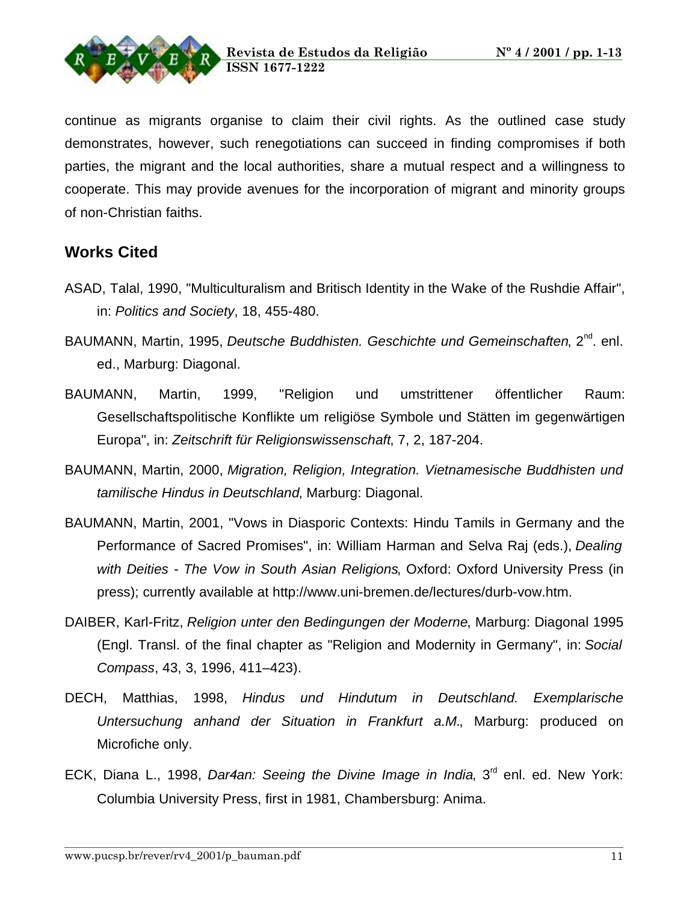continue as migrants organise to claim their civil rights. As the outlined case study demonstrates, however, such renegotiations can succeed in finding compromises if both parties, the migrant and the local authorities, share a mutual respect and a willingness to cooperate. This may provide avenues for the incorporation of migrant and minority groups of non-Christian faiths.

## Works Cited

ASAD, Talal, 1990, "Multiculturalism and Britisch Identity in the Wake of the Rushdie Affair", in: *Politics and Society*, 18, 455-480.

BAUMANN, Martin, 1995, *Deutsche Buddhisten. Geschichte und Gemeinschaften*, 2nd. enl. ed., Marburg: Diagonal.

BAUMANN, Martin, 1999, "Religion und umstrittener öffentlicher Raum: Gesellschaftspolitische Konflikte um religiöse Symbole und Stätten im gegenwärtigen Europa", in: *Zeitschrift für Religionswissenschaft*, 7, 2, 187-204.

BAUMANN, Martin, 2000, *Migration, Religion, Integration. Vietnamesische Buddhisten und tamilische Hindus in Deutschland*, Marburg: Diagonal.

BAUMANN, Martin, 2001, "Vows in Diasporic Contexts: Hindu Tamils in Germany and the Performance of Sacred Promises", in: William Harman and Selva Raj (eds.), *Dealing with Deities - The Vow in South Asian Religions*, Oxford: Oxford University Press (in press); currently available at http://www.uni-bremen.de/lectures/durb-vow.htm.

DAIBER, Karl-Fritz, *Religion unter den Bedingungen der Moderne*, Marburg: Diagonal 1995 (Engl. Transl. of the final chapter as "Religion and Modernity in Germany", in: *Social Compass*, 43, 3, 1996, 411–423).

DECH, Matthias, 1998, *Hindus und Hindutum in Deutschland. Exemplarische Untersuchung anhand der Situation in Frankfurt a.M.*, Marburg: produced on Microfiche only.

ECK, Diana L., 1998, *Dar4an: Seeing the Divine Image in India*, 3rd enl. ed. New York: Columbia University Press, first in 1981, Chambersburg: Anima.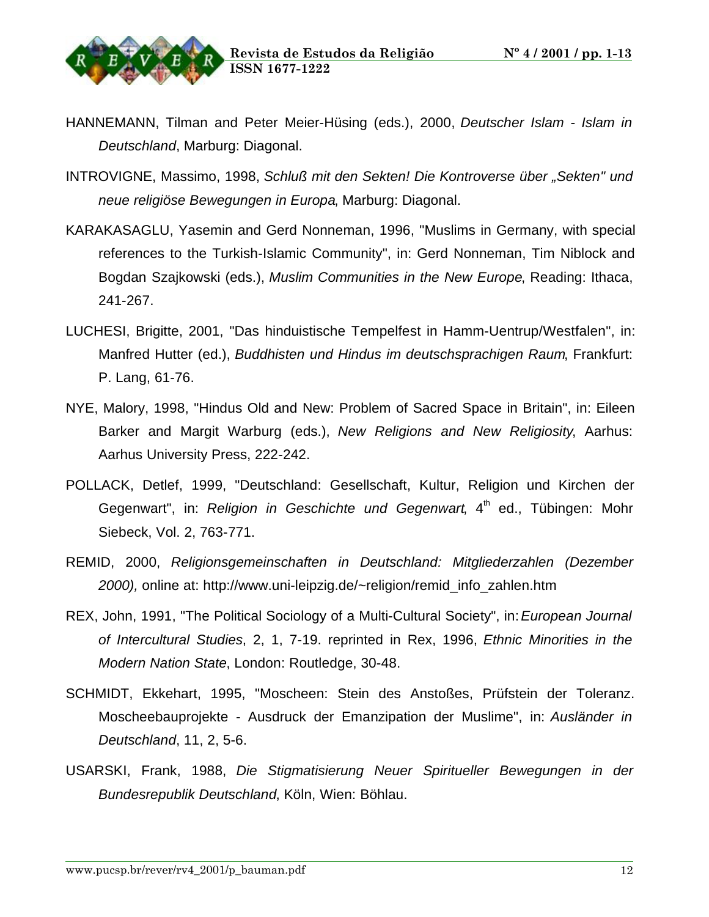HANNEMANN, Tilman and Peter Meier-Hüsing (eds.), 2000, *Deutscher Islam - Islam in Deutschland*, Marburg: Diagonal.

INTROVIGNE, Massimo, 1998, *Schluß mit den Sekten! Die Kontroverse über „Sekten" und neue religiöse Bewegungen in Europa*, Marburg: Diagonal.

KARAKASAGLU, Yasemin and Gerd Nonneman, 1996, "Muslims in Germany, with special references to the Turkish-Islamic Community", in: Gerd Nonneman, Tim Niblock and Bogdan Szajkowski (eds.), *Muslim Communities in the New Europe*, Reading: Ithaca, 241-267.

LUCHESI, Brigitte, 2001, "Das hinduistische Tempelfest in Hamm-Uentrup/Westfalen", in: Manfred Hutter (ed.), *Buddhisten und Hindus im deutschsprachigen Raum*, Frankfurt: P. Lang, 61-76.

NYE, Malory, 1998, "Hindus Old and New: Problem of Sacred Space in Britain", in: Eileen Barker and Margit Warburg (eds.), *New Religions and New Religiosity*, Aarhus: Aarhus University Press, 222-242.

POLLACK, Detlef, 1999, "Deutschland: Gesellschaft, Kultur, Religion und Kirchen der Gegenwart", in: *Religion in Geschichte und Gegenwart*, 4th ed., Tübingen: Mohr Siebeck, Vol. 2, 763-771.

REMID, 2000, *Religionsgemeinschaften in Deutschland: Mitgliederzahlen (Dezember 2000),* online at: http://www.uni-leipzig.de/~religion/remid_info_zahlen.htm

REX, John, 1991, "The Political Sociology of a Multi-Cultural Society", in: *European Journal of Intercultural Studies*, 2, 1, 7-19. reprinted in Rex, 1996, *Ethnic Minorities in the Modern Nation State*, London: Routledge, 30-48.

SCHMIDT, Ekkehart, 1995, "Moscheen: Stein des Anstoßes, Prüfstein der Toleranz. Moscheebauprojekte - Ausdruck der Emanzipation der Muslime", in: *Ausländer in Deutschland*, 11, 2, 5-6.

USARSKI, Frank, 1988, *Die Stigmatisierung Neuer Spiritueller Bewegungen in der Bundesrepublik Deutschland*, Köln, Wien: Böhlau.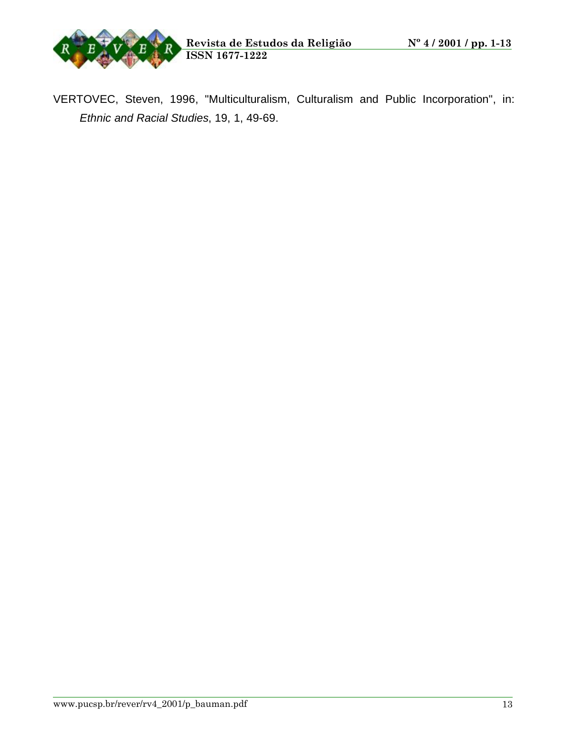VERTOVEC, Steven, 1996, "Multiculturalism, Culturalism and Public Incorporation", in: *Ethnic and Racial Studies*, 19, 1, 49-69.